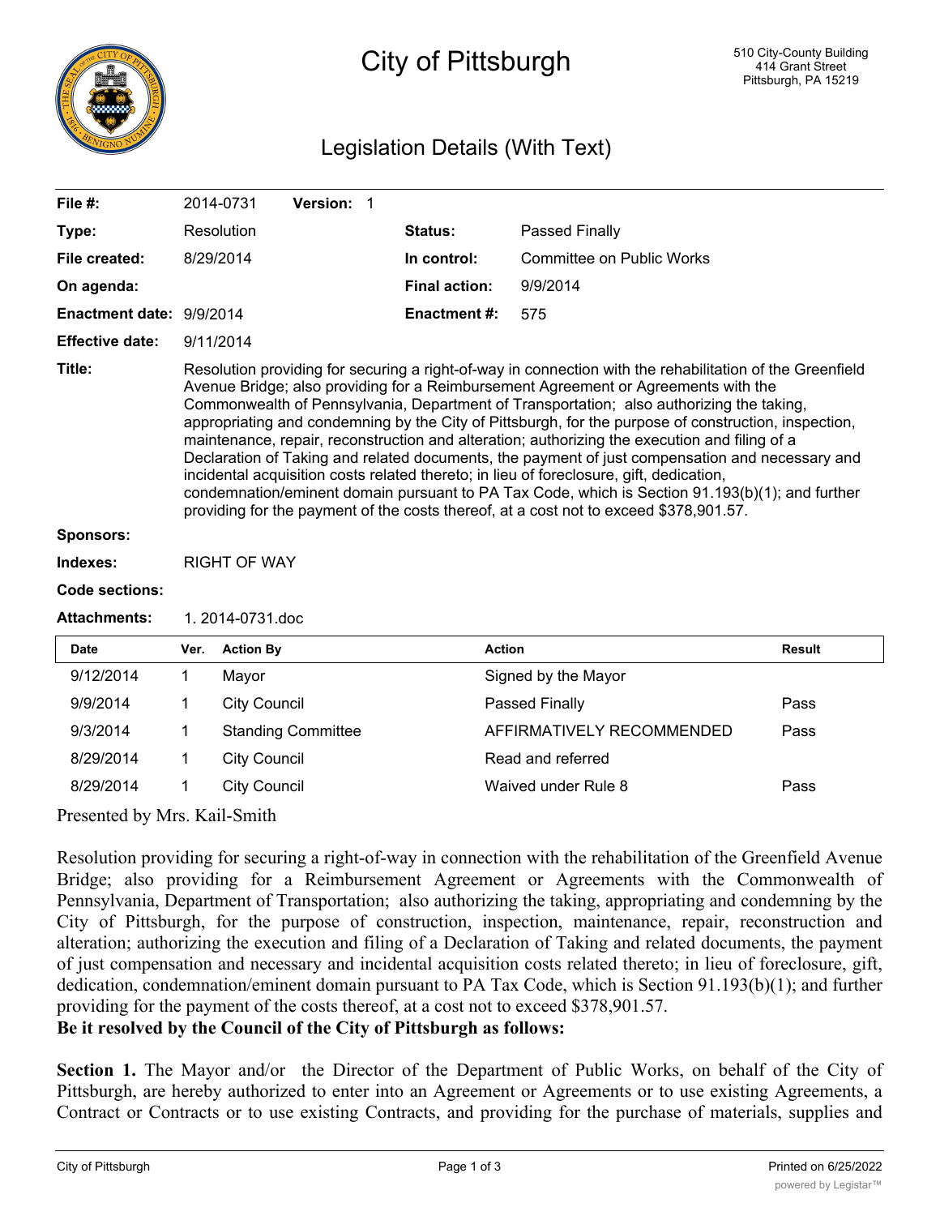# City of Pittsburgh

510 City-County Building
414 Grant Street
Pittsburgh, PA 15219

## Legislation Details (With Text)

| | | | |
|---|---|---|---|
| **File #:** | 2014-0731 **Version:** 1 | | |
| **Type:** | Resolution | **Status:** | Passed Finally |
| **File created:** | 8/29/2014 | **In control:** | Committee on Public Works |
| **On agenda:** | | **Final action:** | 9/9/2014 |
| **Enactment date:** | 9/9/2014 | **Enactment #:** | 575 |
| **Effective date:** | 9/11/2014 | | |

**Title:** Resolution providing for securing a right-of-way in connection with the rehabilitation of the Greenfield Avenue Bridge; also providing for a Reimbursement Agreement or Agreements with the Commonwealth of Pennsylvania, Department of Transportation; also authorizing the taking, appropriating and condemning by the City of Pittsburgh, for the purpose of construction, inspection, maintenance, repair, reconstruction and alteration; authorizing the execution and filing of a Declaration of Taking and related documents, the payment of just compensation and necessary and incidental acquisition costs related thereto; in lieu of foreclosure, gift, dedication, condemnation/eminent domain pursuant to PA Tax Code, which is Section 91.193(b)(1); and further providing for the payment of the costs thereof, at a cost not to exceed $378,901.57.

**Sponsors:**

**Indexes:** RIGHT OF WAY

**Code sections:**

**Attachments:** 1. 2014-0731.doc

| Date | Ver. | Action By | Action | Result |
|---|---|---|---|---|
| 9/12/2014 | 1 | Mayor | Signed by the Mayor | |
| 9/9/2014 | 1 | City Council | Passed Finally | Pass |
| 9/3/2014 | 1 | Standing Committee | AFFIRMATIVELY RECOMMENDED | Pass |
| 8/29/2014 | 1 | City Council | Read and referred | |
| 8/29/2014 | 1 | City Council | Waived under Rule 8 | Pass |

Presented by Mrs. Kail-Smith

Resolution providing for securing a right-of-way in connection with the rehabilitation of the Greenfield Avenue Bridge; also providing for a Reimbursement Agreement or Agreements with the Commonwealth of Pennsylvania, Department of Transportation; also authorizing the taking, appropriating and condemning by the City of Pittsburgh, for the purpose of construction, inspection, maintenance, repair, reconstruction and alteration; authorizing the execution and filing of a Declaration of Taking and related documents, the payment of just compensation and necessary and incidental acquisition costs related thereto; in lieu of foreclosure, gift, dedication, condemnation/eminent domain pursuant to PA Tax Code, which is Section 91.193(b)(1); and further providing for the payment of the costs thereof, at a cost not to exceed $378,901.57.

**Be it resolved by the Council of the City of Pittsburgh as follows:**

**Section 1.** The Mayor and/or the Director of the Department of Public Works, on behalf of the City of Pittsburgh, are hereby authorized to enter into an Agreement or Agreements or to use existing Agreements, a Contract or Contracts or to use existing Contracts, and providing for the purchase of materials, supplies and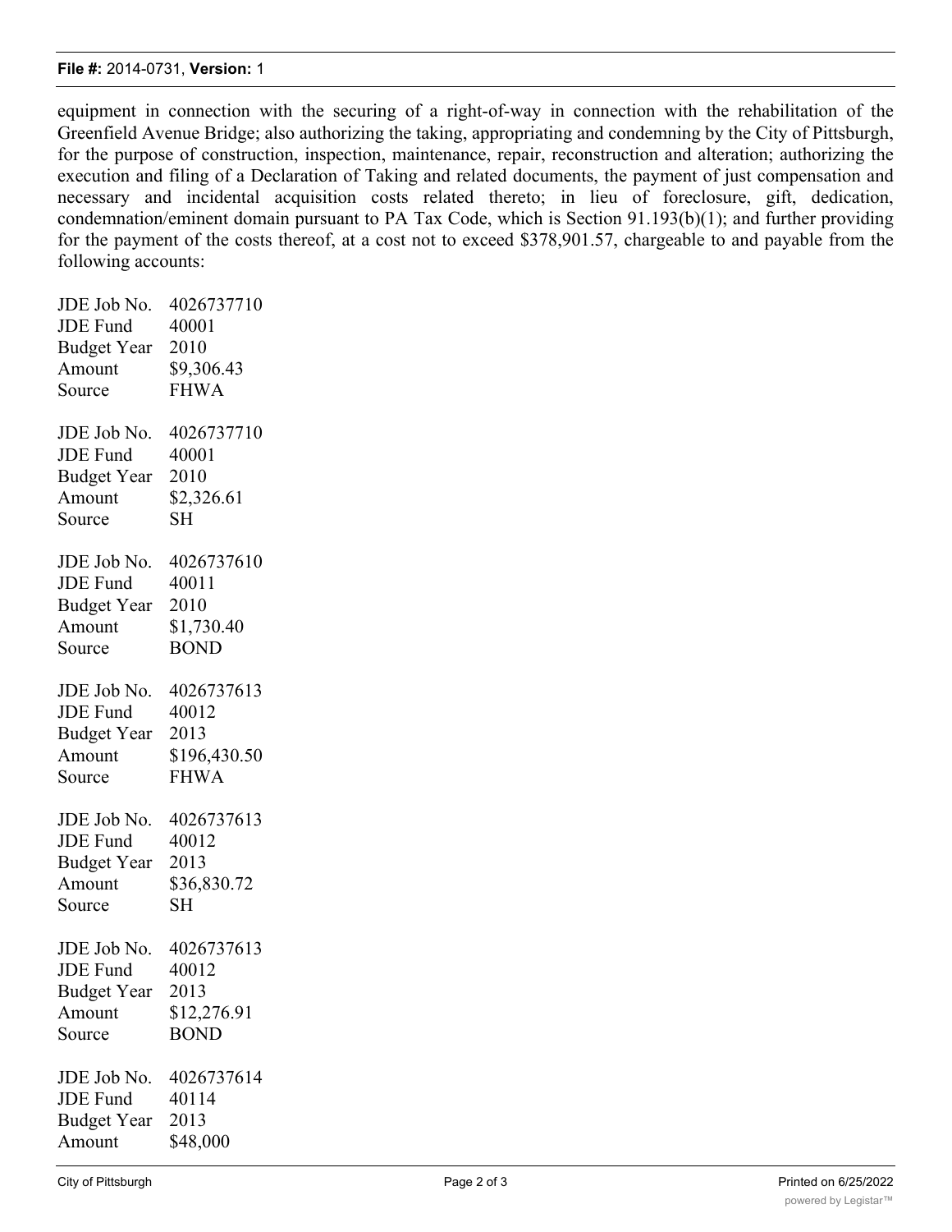equipment in connection with the securing of a right-of-way in connection with the rehabilitation of the Greenfield Avenue Bridge; also authorizing the taking, appropriating and condemning by the City of Pittsburgh, for the purpose of construction, inspection, maintenance, repair, reconstruction and alteration; authorizing the execution and filing of a Declaration of Taking and related documents, the payment of just compensation and necessary and incidental acquisition costs related thereto; in lieu of foreclosure, gift, dedication, condemnation/eminent domain pursuant to PA Tax Code, which is Section 91.193(b)(1); and further providing for the payment of the costs thereof, at a cost not to exceed $378,901.57, chargeable to and payable from the following accounts:

JDE Job No. 4026737710
JDE Fund 40001
Budget Year 2010
Amount $9,306.43
Source FHWA

JDE Job No. 4026737710
JDE Fund 40001
Budget Year 2010
Amount $2,326.61
Source SH

JDE Job No. 4026737610
JDE Fund 40011
Budget Year 2010
Amount $1,730.40
Source BOND

JDE Job No. 4026737613
JDE Fund 40012
Budget Year 2013
Amount $196,430.50
Source FHWA

JDE Job No. 4026737613
JDE Fund 40012
Budget Year 2013
Amount $36,830.72
Source SH

JDE Job No. 4026737613
JDE Fund 40012
Budget Year 2013
Amount $12,276.91
Source BOND

JDE Job No. 4026737614
JDE Fund 40114
Budget Year 2013
Amount $48,000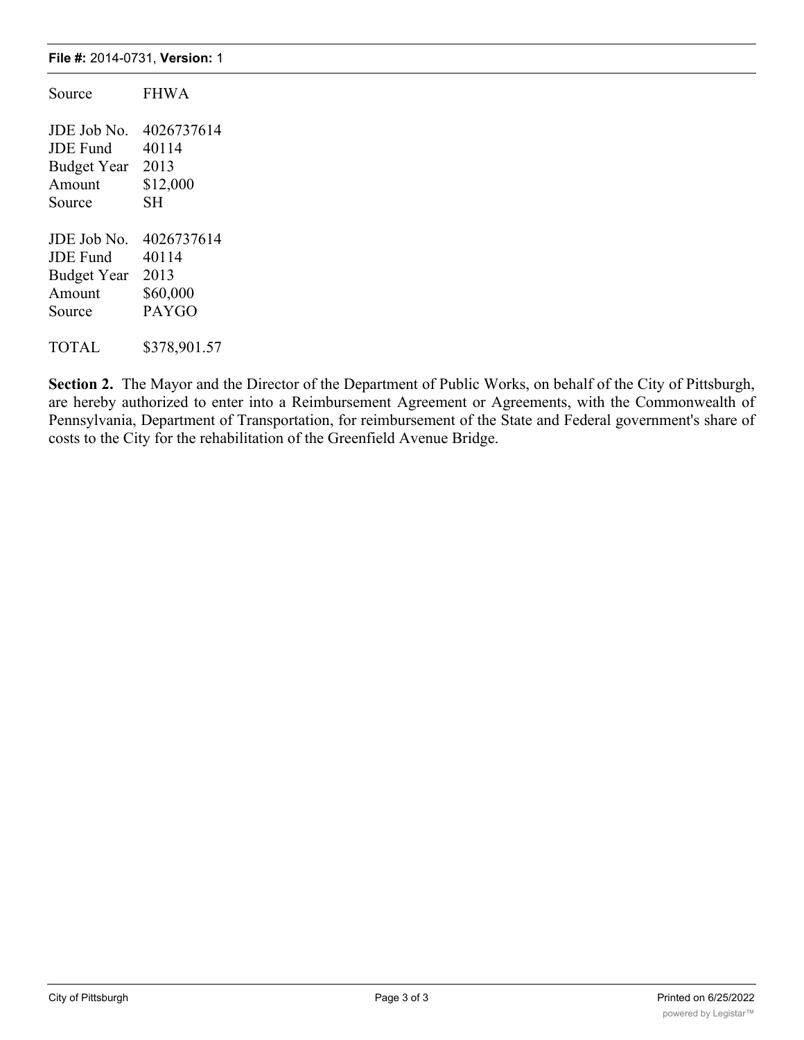| | |
|---|---|
| Source | FHWA |
| | |
| JDE Job No. | 4026737614 |
| JDE Fund | 40114 |
| Budget Year | 2013 |
| Amount | $12,000 |
| Source | SH |
| | |
| JDE Job No. | 4026737614 |
| JDE Fund | 40114 |
| Budget Year | 2013 |
| Amount | $60,000 |
| Source | PAYGO |
| | |
| TOTAL | $378,901.57 |

**Section 2.** The Mayor and the Director of the Department of Public Works, on behalf of the City of Pittsburgh, are hereby authorized to enter into a Reimbursement Agreement or Agreements, with the Commonwealth of Pennsylvania, Department of Transportation, for reimbursement of the State and Federal government's share of costs to the City for the rehabilitation of the Greenfield Avenue Bridge.